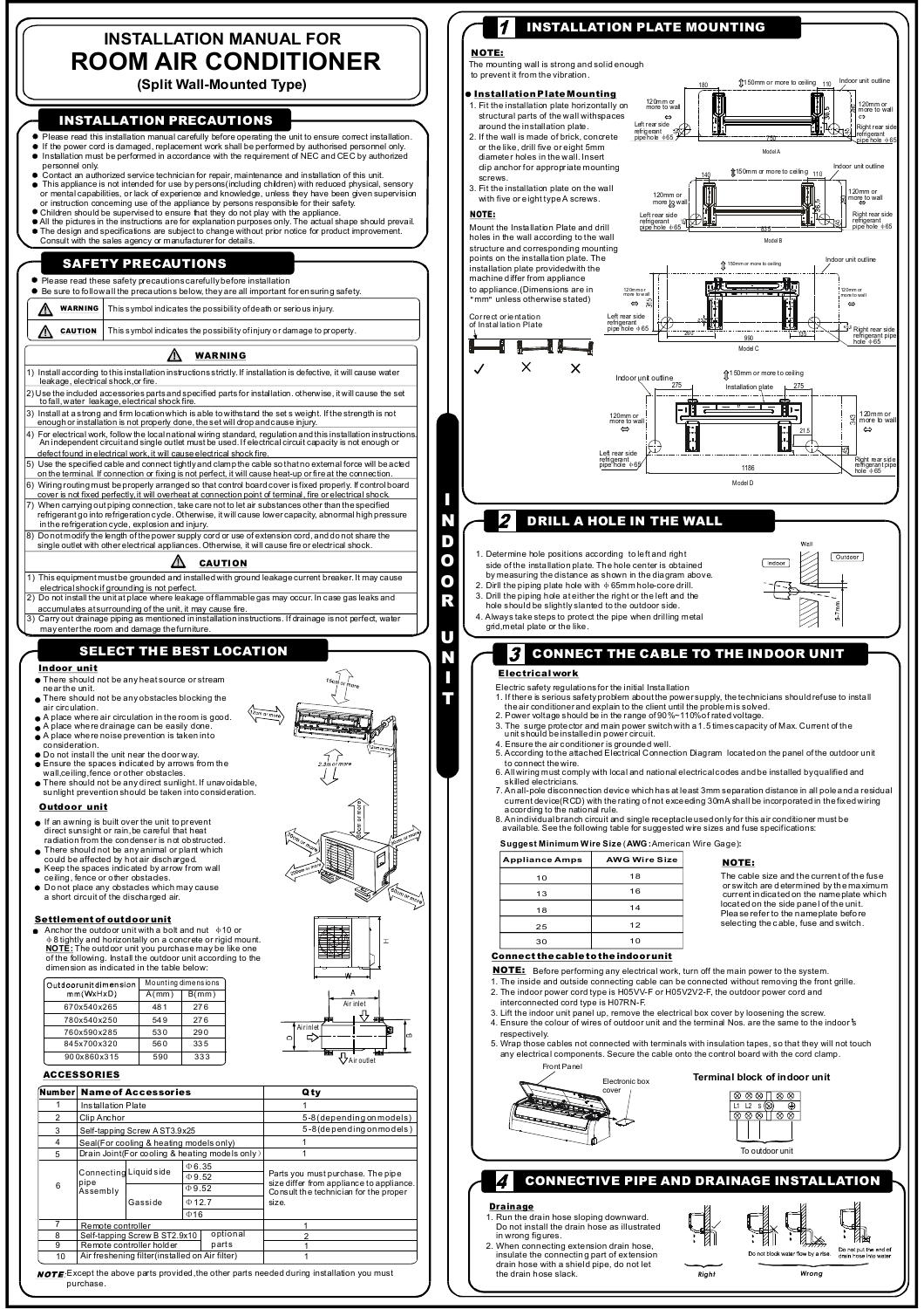# INSTALLATION MANUAL FOR
# ROOM AIR CONDITIONER
### (Split Wall-Mounted Type)

## INSTALLATION PRECAUTIONS

- Please read this installation manual carefully before operating the unit to ensure correct installation.
- If the power cord is damaged, replacement work shall be performed by authorised personnel only.
- Installation must be performed in accordance with the requirement of NEC and CEC by authorized personnel only.
- Contact an authorized service technician for repair, maintenance and installation of this unit.
- This appliance is not intended for use by persons(including children) with reduced physical, sensory or mental capabilities, or lack of experience and knowledge, unless they have been given supervision or instruction concerning use of the appliance by persons responsible for their safety.
- Children should be supervised to ensure that they do not play with the appliance.
- All the pictures in the instructions are for explanation purposes only. The actual shape should prevail.
- The design and specifications are subject to change without prior notice for product improvement. Consult with the sales agency or manufacturer for details.

## SAFETY PRECAUTIONS

- Please read these safety precautions carefully before installation
- Be sure to follow all the precautions below, they are all important for ensuring safety.

| | |
|---|---|
| ⚠ WARNING | This symbol indicates the possibility of death or serious injury. |
| ⚠ CAUTION | This symbol indicates the possibility of injury or damage to property. |

### ⚠ WARNING

1) Install according to this installation instructions strictly. If installation is defective, it will cause water leakage, electrical shock,or fire.
2) Use the included accessories parts and specified parts for installation. otherwise, it will cause the set to fall, water leakage, electrical shock fire.
3) Install at a strong and firm location which is able to withstand the set s weight. If the strength is not enough or installation is not properly done, the set will drop and cause injury.
4) For electrical work, follow the local national wiring standard, regulation and this installation instructions. An independent circuit and single outlet must be used. If electrical circuit capacity is not enough or defect found in electrical work, it will cause electrical shock fire.
5) Use the specified cable and connect tightly and clamp the cable so that no external force will be acted on the terminal. If connection or fixing is not perfect, it will cause heat-up or fire at the connection.
6) Wiring routing must be properly arranged so that control board cover is fixed properly. If control board cover is not fixed perfectly, it will overheat at connection point of terminal, fire or electrical shock.
7) When carrying out piping connection, take care not to let air substances other than the specified refrigerant go into refrigeration cycle. Otherwise, it will cause lower capacity, abnormal high pressure in the refrigeration cycle, explosion and injury.
8) Do not modify the length of the power supply cord or use of extension cord, and do not share the single outlet with other electrical appliances. Otherwise, it will cause fire or electrical shock.

### ⚠ CAUTION

1) This equipment must be grounded and installed with ground leakage current breaker. It may cause electrical shock if grounding is not perfect.
2) Do not install the unit at place where leakage of flammable gas may occur. In case gas leaks and accumulates at surrounding of the unit, it may cause fire.
3) Carry out drainage piping as mentioned in installation instructions. If drainage is not perfect, water may enter the room and damage the furniture.

## SELECT THE BEST LOCATION

### Indoor unit

- There should not be any heat source or stream near the unit.
- There should not be any obstacles blocking the air circulation.
- A place where air circulation in the room is good.
- A place where drainage can be easily done.
- A place where noise prevention is taken into consideration.
- Do not install the unit near the door way.
- Ensure the spaces indicated by arrows from the wall,ceiling,fence or other obstacles.
- There should not be any direct sunlight. If unavoidable, sunlight prevention should be taken into consideration.

### Outdoor unit

- If an awning is built over the unit to prevent direct sunsight or rain,be careful that heat radiation from the condenser is not obstructed.
- There should not be any animal or plant which could be affected by hot air discharged.
- Keep the spaces indicated by arrow from wall ceiling, fence or other obstacles.
- Do not place any obstacles which may cause a short circuit of the discharged air.

15cm or more; 12cm or more; 12cm or more; 2.3m or more; 30cm or more; 60cm or more; 200cm or more; 30cm or more; 60cm or more

### Settlement of outdoor unit

- Anchor the outdoor unit with a bolt and nut Φ10 or Φ8 tightly and horizontally on a concrete or rigid mount.
  **NOTE:** The outdoor unit you purchase may be like one of the following. Install the outdoor unit according to the dimension as indicated in the table below:

| Outdoor unit dimension mm(WxHxD) | Mounting dimensions A(mm) | Mounting dimensions B(mm) |
|---|---|---|
| 670x540x265 | 481 | 276 |
| 780x540x250 | 549 | 276 |
| 760x590x285 | 530 | 290 |
| 845x700x320 | 560 | 335 |
| 900x860x315 | 590 | 333 |

Air inlet; Air inlet; Air outlet

### ACCESSORIES

| Number | Name of Accessories | | | Qty |
|---|---|---|---|---|
| 1 | Installation Plate | | | 1 |
| 2 | Clip Anchor | | | 5-8(depending on models) |
| 3 | Self-tapping Screw A ST3.9x25 | | | 5-8(depending on models) |
| 4 | Seal(For cooling & heating models only) | | | 1 |
| 5 | Drain Joint(For cooling & heating models only) | | | 1 |
| 6 | Connecting pipe Assembly | Liquid side | Φ6.35 | Parts you must purchase. The pipe size differ from appliance to appliance. Consult the technician for the proper size. |
| | | | Φ9.52 | |
| | | Gas side | Φ9.52 | |
| | | | Φ12.7 | |
| | | | Φ16 | |
| 7 | Remote controller | | | 1 |
| 8 | Self-tapping Screw B ST2.9x10 | optional parts | | 2 |
| 9 | Remote controller holder | | | 1 |
| 10 | Air freshening filter(installed on Air filter) | | | 1 |

**NOTE:** Except the above parts provided, the other parts needed during installation you must purchase.

# INDOOR UNIT

## 1 INSTALLATION PLATE MOUNTING

**NOTE:**
The mounting wall is strong and solid enough to prevent it from the vibration.

**Installation Plate Mounting**

1. Fit the installation plate horizontally on structural parts of the wall with spaces around the installation plate.
2. If the wall is made of brick, concrete or the like, drill five or eight 5mm diameter holes in the wall. Insert clip anchor for appropriate mounting screws.
3. Fit the installation plate on the wall with five or eight type A screws.

**NOTE:**
Mount the Installation Plate and drill holes in the wall according to the wall structure and corresponding mounting points on the installation plate. The installation plate provided with the machine differ from appliance to appliance.(Dimensions are in "mm" unless otherwise stated)

Correct orientation of Installation Plate ✓ ✕ ✕

Model A: 150mm or more to ceiling; 180; 110; Indoor unit outline; 120mm or more to wall; Left rear side refrigerant pipe hole Φ65; 750; Right rear side refrigerant pipe hole Φ65

Model B: 150mm or more to ceiling; 140; 110; Indoor unit outline; 120mm or more to wall; Left rear side refrigerant pipe hole Φ65; 835; Right rear side refrigerant pipe hole Φ65

Model C: 150mm or more to ceiling; Indoor unit outline; 120mm or more to wall; Left rear side refrigerant pipe hole Φ65; 260; 990; 100; Right rear side refrigerant pipe hole Φ65

Model D: 150mm or more to ceiling; Indoor unit outline; Installation plate; 275; 275; 120mm or more to wall; 343; 21.5; 45; Left rear side refrigerant pipe hole Φ65; 1186; Right rear side refrigerant pipe hole Φ65

## 2 DRILL A HOLE IN THE WALL

1. Determine hole positions according to left and right side of the installation plate. The hole center is obtained by measuring the distance as shown in the diagram above.
2. Drill the piping hole with Φ65mm hole-core drill.
3. Drill the piping hole at either the right or the left and the hole should be slightly slanted to the outdoor side.
4. Always take steps to protect the pipe when drilling metal grid,metal plate or the like.

Wall; Indoor; Outdoor; 5-7mm

## 3 CONNECT THE CABLE TO THE INDOOR UNIT

### Electrical work

Electric safety regulations for the initial Installation

1. If there is serious safety problem about the power supply, the technicians should refuse to install the air conditioner and explain to the client until the problem is solved.
2. Power voltage should be in the range of 90%~110% of rated voltage.
3. The surge protector and main power switch with a 1.5 times capacity of Max. Current of the unit should be installed in power circuit.
4. Ensure the air conditioner is grounded well.
5. According to the attached Electrical Connection Diagram located on the panel of the outdoor unit to connect the wire.
6. All wiring must comply with local and national electrical codes and be installed by qualified and skilled electricians.
7. An all-pole disconnection device which has at least 3mm separation distance in all pole and a residual current device(RCD) with the rating of not exceeding 30mA shall be incorporated in the fixed wiring according to the national rule.
8. An individual branch circuit and single receptacle used only for this air conditioner must be available. See the following table for suggested wire sizes and fuse specifications:

**Suggest Minimum Wire Size (AWG: American Wire Gage):**

| Appliance Amps | AWG Wire Size |
|---|---|
| 10 | 18 |
| 13 | 16 |
| 18 | 14 |
| 25 | 12 |
| 30 | 10 |

**NOTE:**
The cable size and the current of the fuse or switch are determined by the maximum current indicated on the name plate which located on the side panel of the unit. Please refer to the name plate before selecting the cable, fuse and switch.

### Connect the cable to the indoor unit

**NOTE:** Before performing any electrical work, turn off the main power to the system.

1. The inside and outside connecting cable can be connected without removing the front grille.
2. The indoor power cord type is H05VV-F or H05V2V2-F, the outdoor power cord and interconnected cord type is H07RN-F.
3. Lift the indoor unit panel up, remove the electrical box cover by loosening the screw.
4. Ensure the colour of wires of outdoor unit and the terminal Nos. are the same to the indoor's respectively.
5. Wrap those cables not connected with terminals with insulation tapes, so that they will not touch any electrical components. Secure the cable onto the control board with the cord clamp.

Front Panel; Electronic box cover

**Terminal block of indoor unit**

L1 L2 S; To outdoor unit

## 4 CONNECTIVE PIPE AND DRAINAGE INSTALLATION

### Drainage

1. Run the drain hose sloping downward. Do not install the drain hose as illustrated in wrong figures.
2. When connecting extension drain hose, insulate the connecting part of extension drain hose with a shield pipe, do not let the drain hose slack.

Right; Do not block water flow by a rise.; Do not put the end of drain hose into water; Wrong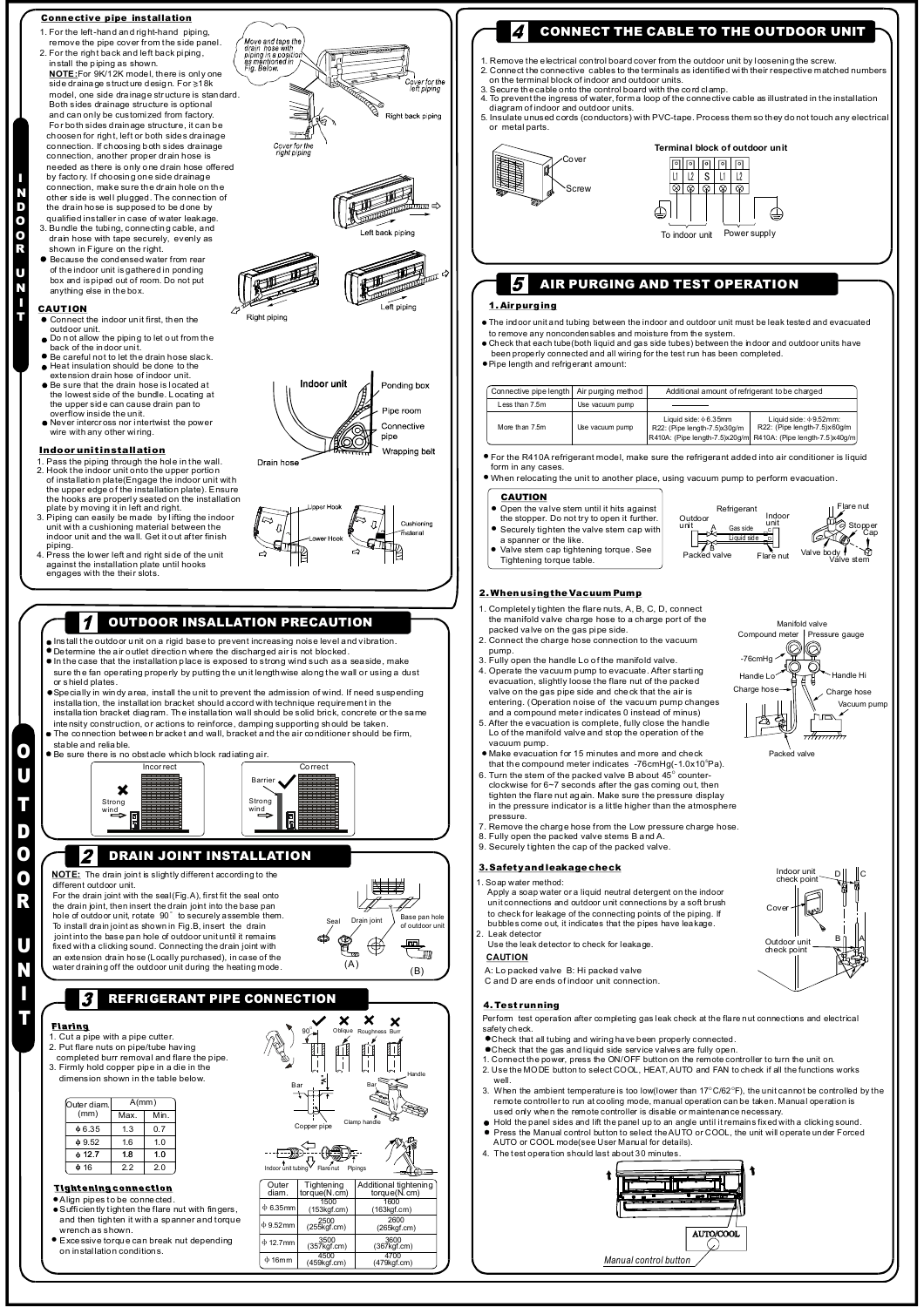## INDOOR UNIT

### Connective pipe installation

1. For the left-hand and right-hand piping, remove the pipe cover from the side panel.
2. For the right back and left back piping, install the piping as shown.
   **NOTE:** For 9K/12K model, there is only one side drainage structure design. For ≥18k model, one side drainage structure is standard. Both sides drainage structure is optional and can only be customized from factory. For both sides drainage structure, it can be choosen for right, left or both sides drainage connection. If choosing both sides drainage connection, another proper drain hose is needed as there is only one drain hose offered by factory. If choosing one side drainage connection, make sure the drain hole on the other side is well plugged. The connection of the drain hose is supposed to be done by qualified installer in case of water leakage.
3. Bundle the tubing, connecting cable, and drain hose with tape securely, evenly as shown in Figure on the right.

- Because the condensed water from rear of the indoor unit is gathered in ponding box and is piped out of room. Do not put anything else in the box.

Move and tape the drain hose with piping in a position as mentioned in Fig. Below.

Cover for the left piping

Right back piping

Cover for the right piping

Left back piping

Right piping

Left piping

### CAUTION

- Connect the indoor unit first, then the outdoor unit.
- Do not allow the piping to let out from the back of the indoor unit.
- Be careful not to let the drain hose slack.
- Heat insulation should be done to the extension drain hose of indoor unit.
- Be sure that the drain hose is located at the lowest side of the bundle. Locating at the upper side can cause drain pan to overflow inside the unit.
- Never intercross nor intertwist the power wire with any other wiring.

Indoor unit

Ponding box

Pipe room

Connective pipe

Wrapping belt

Drain hose

### Indoor unit installation

1. Pass the piping through the hole in the wall.
2. Hook the indoor unit onto the upper portion of installation plate(Engage the indoor unit with the upper edge of the installation plate). Ensure the hooks are properly seated on the installation plate by moving it in left and right.
3. Piping can easily be made by lifting the indoor unit with a cushioning material between the indoor unit and the wall. Get it out after finish piping.
4. Press the lower left and right side of the unit against the installation plate until hooks engages with the their slots.

Upper Hook

Lower Hook

Cushioning material

## OUTDOOR UNIT

## 1 OUTDOOR INSALLATION PRECAUTION

- Install the outdoor unit on a rigid base to prevent increasing noise level and vibration.
- Determine the air outlet direction where the discharged air is not blocked.
- In the case that the installation place is exposed to strong wind such as a seaside, make sure the fan operating properly by putting the unit lengthwise along the wall or using a dust or shield plates.
- Specially in windy area, install the unit to prevent the admission of wind. If need suspending installation, the installation bracket should accord with technique requirement in the installation bracket diagram. The installation wall should be solid brick, concrete or the same intensity construction, or actions to reinforce, damping supporting should be taken.
- The connection between bracket and wall, bracket and the air conditioner should be firm, stable and reliable.
- Be sure there is no obstacle which block radiating air.

Incorrect

Strong wind

Correct

Barrier

Strong wind

## 2 DRAIN JOINT INSTALLATION

**NOTE:** The drain joint is slightly different according to the different outdoor unit.
For the drain joint with the seal(Fig.A), first fit the seal onto the drain joint, then insert the drain joint into the base pan hole of outdoor unit, rotate 90° to securely assemble them. To install drain joint as shown in Fig.B, insert the drain joint into the base pan hole of outdoor unit until it remains fixed with a clicking sound. Connecting the drain joint with an extension drain hose (Locally purchased), in case of the water draining off the outdoor unit during the heating mode.

Seal

Drain joint

Base pan hole of outdoor unit

(A)

(B)

## 3 REFRIGERANT PIPE CONNECTION

### Flaring

1. Cut a pipe with a pipe cutter.
2. Put flare nuts on pipe/tube having completed burr removal and flare the pipe.
3. Firmly hold copper pipe in a die in the dimension shown in the table below.

| Outer diam. (mm) | A(mm) Max. | A(mm) Min. |
|---|---|---|
| Φ 6.35 | 1.3 | 0.7 |
| Φ 9.52 | 1.6 | 1.0 |
| Φ 12.7 | 1.8 | 1.0 |
| Φ 16 | 2.2 | 2.0 |

90° Oblique Roughness Burr

Bar

Handle

Bar

Copper pipe

Clamp handle

Indoor unit tubing

Flare nut

Pipings

### Tightening connection

- Align pipes to be connected.
- Sufficiently tighten the flare nut with fingers, and then tighten it with a spanner and torque wrench as shown.
- Excessive torque can break nut depending on installation conditions.

| Outer diam. | Tightening torque(N.cm) | Additional tightening torque(N.cm) |
|---|---|---|
| Φ 6.35mm | 1500 (153kgf.cm) | 1600 (163kgf.cm) |
| Φ 9.52mm | 2500 (255kgf.cm) | 2600 (265kgf.cm) |
| Φ 12.7mm | 3500 (357kgf.cm) | 3600 (367kgf.cm) |
| Φ 16mm | 4500 (459kgf.cm) | 4700 (479kgf.cm) |

## 4 CONNECT THE CABLE TO THE OUTDOOR UNIT

1. Remove the electrical control board cover from the outdoor unit by loosening the screw.
2. Connect the connective cables to the terminals as identified with their respective matched numbers on the terminal block of indoor and outdoor units.
3. Secure the cable onto the control board with the cord clamp.
4. To prevent the ingress of water, form a loop of the connective cable as illustrated in the installation diagram of indoor and outdoor units.
5. Insulate unused cords (conductors) with PVC-tape. Process them so they do not touch any electrical or metal parts.

Cover

Screw

Terminal block of outdoor unit

L1 L2 S L1 L2

To indoor unit

Power supply

## 5 AIR PURGING AND TEST OPERATION

### 1. Air purging

- The indoor unit and tubing between the indoor and outdoor unit must be leak tested and evacuated to remove any noncondensables and moisture from the system.
- Check that each tube(both liquid and gas side tubes) between the indoor and outdoor units have been properly connected and all wiring for the test run has been completed.
- Pipe length and refrigerant amount:

| Connective pipe length | Air purging method | Additional amount of refrigerant to be charged | |
|---|---|---|---|
| Less than 7.5m | Use vacuum pump | —— | |
| More than 7.5m | Use vacuum pump | Liquid side: Φ6.35mm<br>R22: (Pipe length-7.5)x30g/m<br>R410A: (Pipe length-7.5)x20g/m | Liquid side: Φ9.52mm:<br>R22: (Pipe length-7.5)x60g/m<br>R410A: (Pipe length-7.5)x40g/m |

- For the R410A refrigerant model, make sure the refrigerant added into air conditioner is liquid form in any cases.
- When relocating the unit to another place, using vacuum pump to perform evacuation.

#### CAUTION

- Open the valve stem until it hits against the stopper. Do not try to open it further.
- Securely tighten the valve stem cap with a spanner or the like.
- Valve stem cap tightening torque. See Tightening torque table.

Outdoor unit

Refrigerant

Indoor unit

A B C D

Gas side

Liquid side

Packed valve

Flare nut

Flare nut

Stopper

Cap

Valve body

Valve stem

### 2. When using the Vacuum Pump

1. Completely tighten the flare nuts, A, B, C, D, connect the manifold valve charge hose to a charge port of the packed valve on the gas pipe side.
2. Connect the charge hose connection to the vacuum pump.
3. Fully open the handle Lo of the manifold valve.
4. Operate the vacuum pump to evacuate. After starting evacuation, slightly loose the flare nut of the packed valve on the gas pipe side and check that the air is entering. (Operation noise of the vacuum pump changes and a compound meter indicates 0 instead of minus)
5. After the evacuation is complete, fully close the handle Lo of the manifold valve and stop the operation of the vacuum pump.

- Make evacuation for 15 minutes and more and check that the compound meter indicates -76cmHg(-1.0x10$^5$Pa).

6. Turn the stem of the packed valve B about 45° counter-clockwise for 6~7 seconds after the gas coming out, then tighten the flare nut again. Make sure the pressure display in the pressure indicator is a little higher than the atmosphere pressure.
7. Remove the charge hose from the Low pressure charge hose.
8. Fully open the packed valve stems B and A.
9. Securely tighten the cap of the packed valve.

Manifold valve

Compound meter

Pressure gauge

-76cmHg

Handle Lo

Handle Hi

Charge hose

Charge hose

Vacuum pump

Packed valve

### 3. Safety and leakage check

1. Soap water method:
   Apply a soap water or a liquid neutral detergent on the indoor unit connections and outdoor unit connections by a soft brush to check for leakage of the connecting points of the piping. If bubbles come out, it indicates that the pipes have leakage.
2. Leak detector
   Use the leak detector to check for leakage.

#### CAUTION

A: Lo packed valve B: Hi packed valve
C and D are ends of indoor unit connection.

Indoor unit check point

Cover

Outdoor unit check point

D C B A

### 4. Test running

Perform test operation after completing gas leak check at the flare nut connections and electrical safety check.

- Check that all tubing and wiring have been properly connected.
- Check that the gas and liquid side service valves are fully open.

1. Connect the power, press the ON/OFF button on the remote controller to turn the unit on.
2. Use the MODE button to select COOL, HEAT, AUTO and FAN to check if all the functions works well.
3. When the ambient temperature is too low(lower than 17°C/62°F), the unit cannot be controlled by the remote controller to run at cooling mode, manual operation can be taken. Manual operation is used only when the remote controller is disable or maintenance necessary.

- Hold the panel sides and lift the panel up to an angle until it remains fixed with a clicking sound.
- Press the Manual control button to select the AUTO or COOL, the unit will operate under Forced AUTO or COOL mode(see User Manual for details).

4. The test operation should last about 30 minutes.

AUTO/COOL

Manual control button